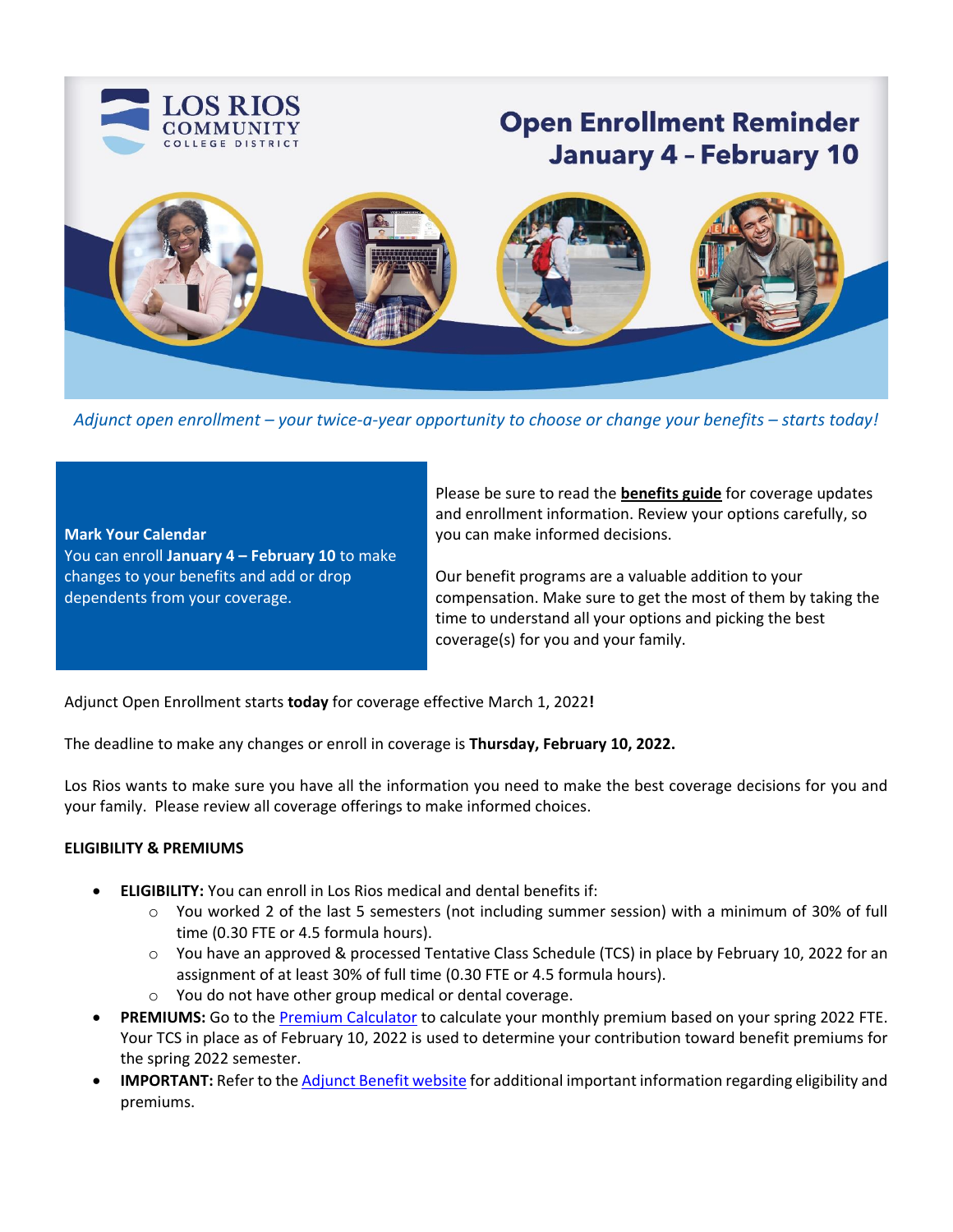# Open Enrollment Reminder
## January 4 – February 10

LOS RIOS COMMUNITY COLLEGE DISTRICT

*Adjunct open enrollment – your twice-a-year opportunity to choose or change your benefits – starts today!*

**Mark Your Calendar**
You can enroll **January 4 – February 10** to make changes to your benefits and add or drop dependents from your coverage.

Please be sure to read the **benefits guide** for coverage updates and enrollment information. Review your options carefully, so you can make informed decisions.

Our benefit programs are a valuable addition to your compensation. Make sure to get the most of them by taking the time to understand all your options and picking the best coverage(s) for you and your family.

Adjunct Open Enrollment starts **today** for coverage effective March 1, 2022**!**

The deadline to make any changes or enroll in coverage is **Thursday, February 10, 2022.**

Los Rios wants to make sure you have all the information you need to make the best coverage decisions for you and your family. Please review all coverage offerings to make informed choices.

**ELIGIBILITY & PREMIUMS**

- **ELIGIBILITY:** You can enroll in Los Rios medical and dental benefits if:
  - You worked 2 of the last 5 semesters (not including summer session) with a minimum of 30% of full time (0.30 FTE or 4.5 formula hours).
  - You have an approved & processed Tentative Class Schedule (TCS) in place by February 10, 2022 for an assignment of at least 30% of full time (0.30 FTE or 4.5 formula hours).
  - You do not have other group medical or dental coverage.
- **PREMIUMS:** Go to the Premium Calculator to calculate your monthly premium based on your spring 2022 FTE. Your TCS in place as of February 10, 2022 is used to determine your contribution toward benefit premiums for the spring 2022 semester.
- **IMPORTANT:** Refer to the Adjunct Benefit website for additional important information regarding eligibility and premiums.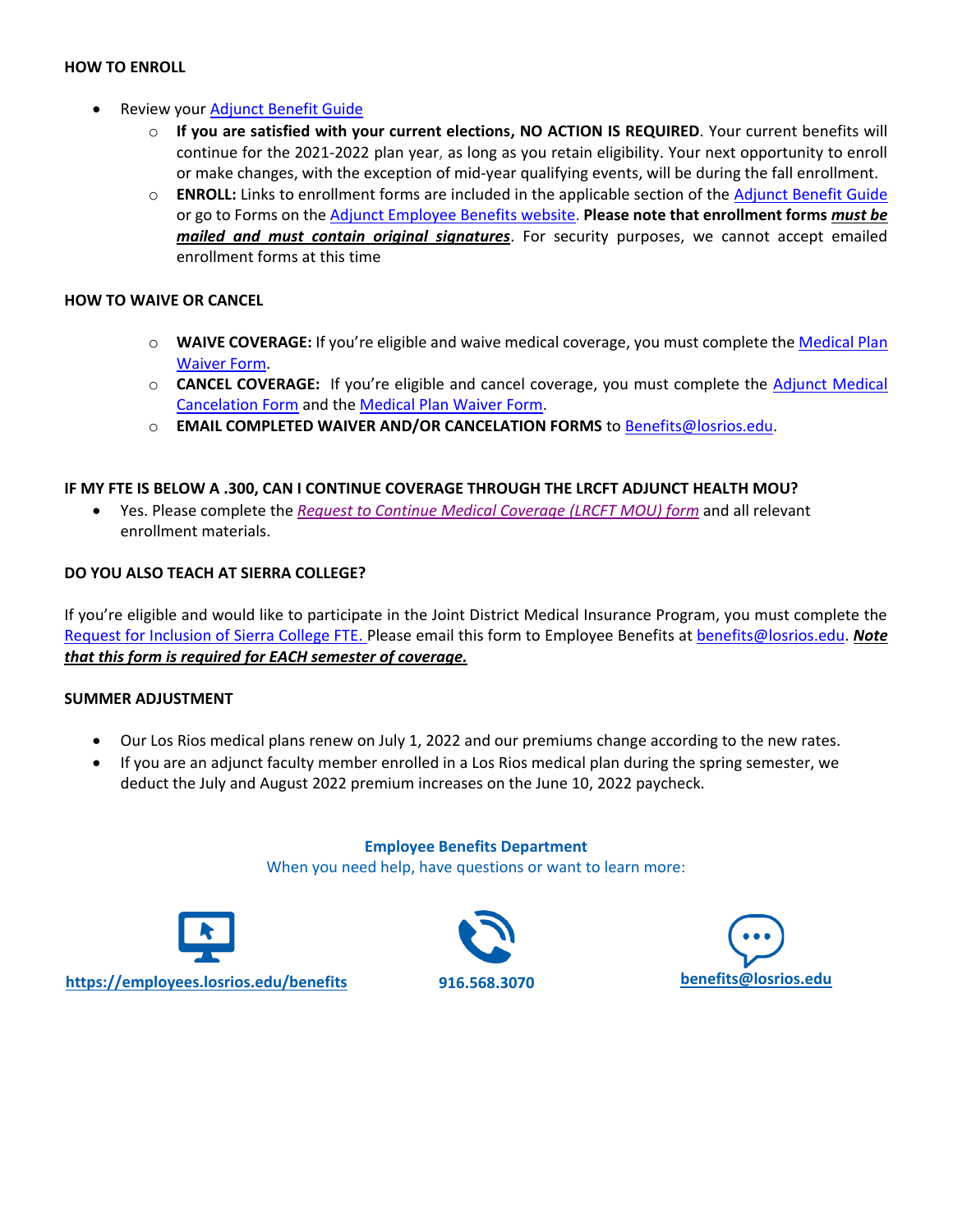## HOW TO ENROLL

- Review your Adjunct Benefit Guide
  - **If you are satisfied with your current elections, NO ACTION IS REQUIRED**. Your current benefits will continue for the 2021-2022 plan year, as long as you retain eligibility. Your next opportunity to enroll or make changes, with the exception of mid-year qualifying events, will be during the fall enrollment.
  - **ENROLL:** Links to enrollment forms are included in the applicable section of the Adjunct Benefit Guide or go to Forms on the Adjunct Employee Benefits website. **Please note that enrollment forms *must be mailed and must contain original signatures***. For security purposes, we cannot accept emailed enrollment forms at this time

## HOW TO WAIVE OR CANCEL

- **WAIVE COVERAGE:** If you're eligible and waive medical coverage, you must complete the Medical Plan Waiver Form.
- **CANCEL COVERAGE:** If you're eligible and cancel coverage, you must complete the Adjunct Medical Cancelation Form and the Medical Plan Waiver Form.
- **EMAIL COMPLETED WAIVER AND/OR CANCELATION FORMS** to Benefits@losrios.edu.

## IF MY FTE IS BELOW A .300, CAN I CONTINUE COVERAGE THROUGH THE LRCFT ADJUNCT HEALTH MOU?

- Yes. Please complete the *Request to Continue Medical Coverage (LRCFT MOU) form* and all relevant enrollment materials.

## DO YOU ALSO TEACH AT SIERRA COLLEGE?

If you're eligible and would like to participate in the Joint District Medical Insurance Program, you must complete the Request for Inclusion of Sierra College FTE. Please email this form to Employee Benefits at benefits@losrios.edu. ***Note that this form is required for EACH semester of coverage.***

## SUMMER ADJUSTMENT

- Our Los Rios medical plans renew on July 1, 2022 and our premiums change according to the new rates.
- If you are an adjunct faculty member enrolled in a Los Rios medical plan during the spring semester, we deduct the July and August 2022 premium increases on the June 10, 2022 paycheck.

**Employee Benefits Department**

When you need help, have questions or want to learn more:

**https://employees.losrios.edu/benefits**

**916.568.3070**

**benefits@losrios.edu**